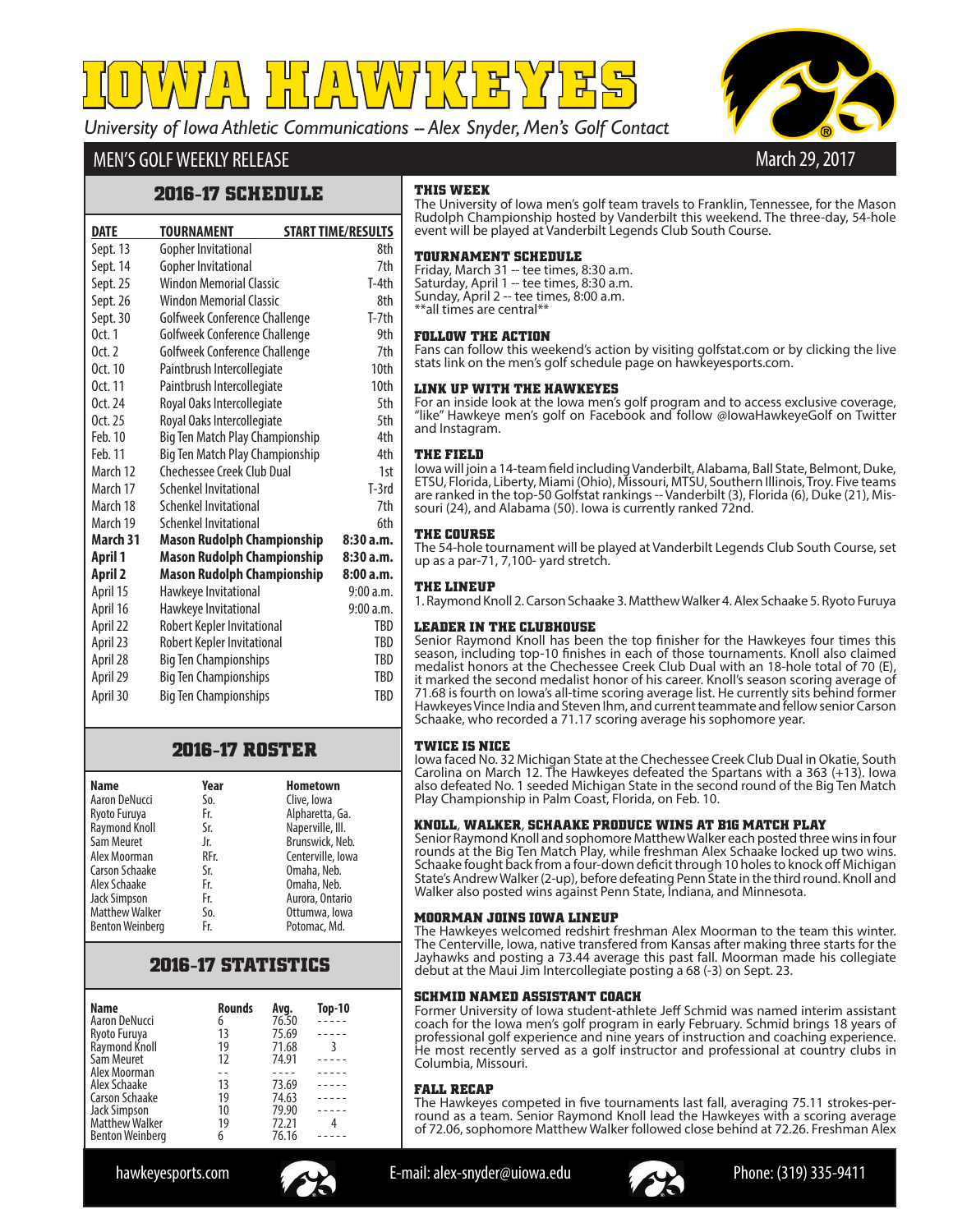# IOWA HAWKEYES

*University of Iowa Athletic Communications -- Alex Snyder, Men's Golf Contact*

## MEN'S GOLF WEEKLY RELEASE

March 29, 2017

## 2016-17 SCHEDULE

| DATE | TOURNAMENT | START TIME/RESULTS |
|---|---|---|
| Sept. 13 | Gopher Invitational | 8th |
| Sept. 14 | Gopher Invitational | 7th |
| Sept. 25 | Windon Memorial Classic | T-4th |
| Sept. 26 | Windon Memorial Classic | 8th |
| Sept. 30 | Golfweek Conference Challenge | T-7th |
| Oct. 1 | Golfweek Conference Challenge | 9th |
| Oct. 2 | Golfweek Conference Challenge | 7th |
| Oct. 10 | Paintbrush Intercollegiate | 10th |
| Oct. 11 | Paintbrush Intercollegiate | 10th |
| Oct. 24 | Royal Oaks Intercollegiate | 5th |
| Oct. 25 | Royal Oaks Intercollegiate | 5th |
| Feb. 10 | Big Ten Match Play Championship | 4th |
| Feb. 11 | Big Ten Match Play Championship | 4th |
| March 12 | Chechessee Creek Club Dual | 1st |
| March 17 | Schenkel Invitational | T-3rd |
| March 18 | Schenkel Invitational | 7th |
| March 19 | Schenkel Invitational | 6th |
| **March 31** | **Mason Rudolph Championship** | **8:30 a.m.** |
| **April 1** | **Mason Rudolph Championship** | **8:30 a.m.** |
| **April 2** | **Mason Rudolph Championship** | **8:00 a.m.** |
| April 15 | Hawkeye Invitational | 9:00 a.m. |
| April 16 | Hawkeye Invitational | 9:00 a.m. |
| April 22 | Robert Kepler Invitational | TBD |
| April 23 | Robert Kepler Invitational | TBD |
| April 28 | Big Ten Championships | TBD |
| April 29 | Big Ten Championships | TBD |
| April 30 | Big Ten Championships | TBD |

## 2016-17 ROSTER

| Name | Year | Hometown |
|---|---|---|
| Aaron DeNucci | So. | Clive, Iowa |
| Ryoto Furuya | Fr. | Alpharetta, Ga. |
| Raymond Knoll | Sr. | Naperville, Ill. |
| Sam Meuret | Jr. | Brunswick, Neb. |
| Alex Moorman | RFr. | Centerville, Iowa |
| Carson Schaake | Sr. | Omaha, Neb. |
| Alex Schaake | Fr. | Omaha, Neb. |
| Jack Simpson | Fr. | Aurora, Ontario |
| Matthew Walker | So. | Ottumwa, Iowa |
| Benton Weinberg | Fr. | Potomac, Md. |

## 2016-17 STATISTICS

| Name | Rounds | Avg. | Top-10 |
|---|---|---|---|
| Aaron DeNucci | 6 | 76.50 | ----- |
| Ryoto Furuya | 13 | 75.69 | ----- |
| Raymond Knoll | 19 | 71.68 | 3 |
| Sam Meuret | 12 | 74.91 | ----- |
| Alex Moorman | -- | ---- | ----- |
| Alex Schaake | 13 | 73.69 | ----- |
| Carson Schaake | 19 | 74.63 | ----- |
| Jack Simpson | 10 | 79.90 | ----- |
| Matthew Walker | 19 | 72.21 | 4 |
| Benton Weinberg | 6 | 76.16 | ----- |

### THIS WEEK

The University of Iowa men's golf team travels to Franklin, Tennessee, for the Mason Rudolph Championship hosted by Vanderbilt this weekend. The three-day, 54-hole event will be played at Vanderbilt Legends Club South Course.

### TOURNAMENT SCHEDULE

Friday, March 31 -- tee times, 8:30 a.m.
Saturday, April 1 -- tee times, 8:30 a.m.
Sunday, April 2 -- tee times, 8:00 a.m.
**all times are central**

### FOLLOW THE ACTION

Fans can follow this weekend's action by visiting golfstat.com or by clicking the live stats link on the men's golf schedule page on hawkeyesports.com.

### LINK UP WITH THE HAWKEYES

For an inside look at the Iowa men's golf program and to access exclusive coverage, "like" Hawkeye men's golf on Facebook and follow @IowaHawkeyeGolf on Twitter and Instagram.

### THE FIELD

Iowa will join a 14-team field including Vanderbilt, Alabama, Ball State, Belmont, Duke, ETSU, Florida, Liberty, Miami (Ohio), Missouri, MTSU, Southern Illinois, Troy. Five teams are ranked in the top-50 Golfstat rankings -- Vanderbilt (3), Florida (6), Duke (21), Missouri (24), and Alabama (50). Iowa is currently ranked 72nd.

### THE COURSE

The 54-hole tournament will be played at Vanderbilt Legends Club South Course, set up as a par-71, 7,100- yard stretch.

### THE LINEUP

1. Raymond Knoll 2. Carson Schaake 3. Matthew Walker 4. Alex Schaake 5. Ryoto Furuya

### LEADER IN THE CLUBHOUSE

Senior Raymond Knoll has been the top finisher for the Hawkeyes four times this season, including top-10 finishes in each of those tournaments. Knoll also claimed medalist honors at the Chechessee Creek Club Dual with an 18-hole total of 70 (E), it marked the second medalist honor of his career. Knoll's season scoring average of 71.68 is fourth on Iowa's all-time scoring average list. He currently sits behind former Hawkeyes Vince India and Steven Ihm, and current teammate and fellow senior Carson Schaake, who recorded a 71.17 scoring average his sophomore year.

### TWICE IS NICE

Iowa faced No. 32 Michigan State at the Chechessee Creek Club Dual in Okatie, South Carolina on March 12. The Hawkeyes defeated the Spartans with a 363 (+13). Iowa also defeated No. 1 seeded Michigan State in the second round of the Big Ten Match Play Championship in Palm Coast, Florida, on Feb. 10.

### KNOLL, WALKER, SCHAAKE PRODUCE WINS AT B1G MATCH PLAY

Senior Raymond Knoll and sophomore Matthew Walker each posted three wins in four rounds at the Big Ten Match Play, while freshman Alex Schaake locked up two wins. Schaake fought back from a four-down deficit through 10 holes to knock off Michigan State's Andrew Walker (2-up), before defeating Penn State in the third round. Knoll and Walker also posted wins against Penn State, Indiana, and Minnesota.

### MOORMAN JOINS IOWA LINEUP

The Hawkeyes welcomed redshirt freshman Alex Moorman to the team this winter. The Centerville, Iowa, native transfered from Kansas after making three starts for the Jayhawks and posting a 73.44 average this past fall. Moorman made his collegiate debut at the Maui Jim Intercollegiate posting a 68 (-3) on Sept. 23.

### SCHMID NAMED ASSISTANT COACH

Former University of Iowa student-athlete Jeff Schmid was named interim assistant coach for the Iowa men's golf program in early February. Schmid brings 18 years of professional golf experience and nine years of instruction and coaching experience. He most recently served as a golf instructor and professional at country clubs in Columbia, Missouri.

### FALL RECAP

The Hawkeyes competed in five tournaments last fall, averaging 75.11 strokes-per-round as a team. Senior Raymond Knoll lead the Hawkeyes with a scoring average of 72.06, sophomore Matthew Walker followed close behind at 72.26. Freshman Alex

hawkeyesports.com E-mail: alex-snyder@uiowa.edu Phone: (319) 335-9411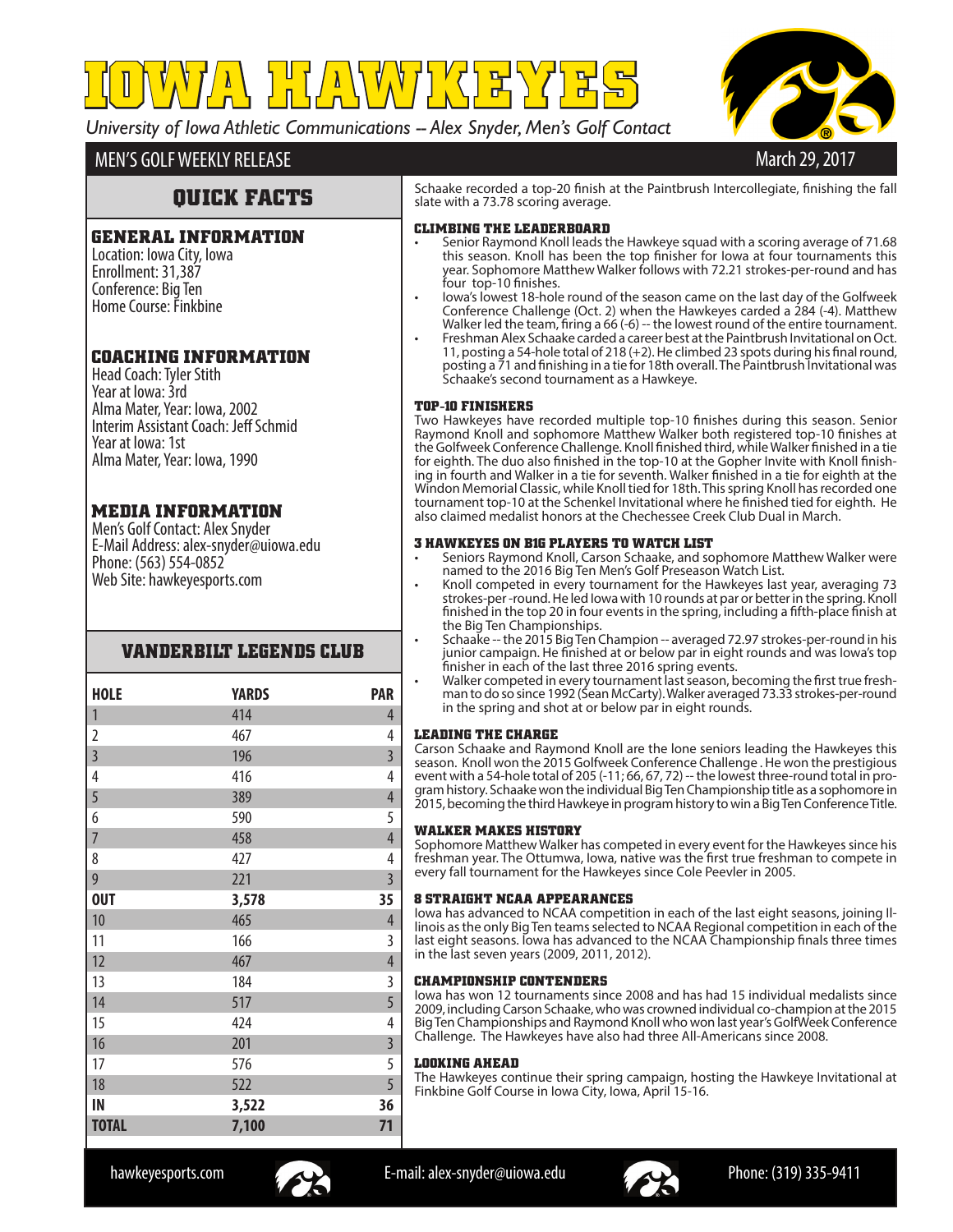# IOWA HAWKEYES

*University of Iowa Athletic Communications -- Alex Snyder, Men's Golf Contact*

MEN'S GOLF WEEKLY RELEASE

March 29, 2017

## QUICK FACTS

### GENERAL INFORMATION

Location: Iowa City, Iowa
Enrollment: 31,387
Conference: Big Ten
Home Course: Finkbine

### COACHING INFORMATION

Head Coach: Tyler Stith
Year at Iowa: 3rd
Alma Mater, Year: Iowa, 2002
Interim Assistant Coach: Jeff Schmid
Year at Iowa: 1st
Alma Mater, Year: Iowa, 1990

### MEDIA INFORMATION

Men's Golf Contact: Alex Snyder
E-Mail Address: alex-snyder@uiowa.edu
Phone: (563) 554-0852
Web Site: hawkeyesports.com

## VANDERBILT LEGENDS CLUB

| HOLE | YARDS | PAR |
|---|---|---|
| 1 | 414 | 4 |
| 2 | 467 | 4 |
| 3 | 196 | 3 |
| 4 | 416 | 4 |
| 5 | 389 | 4 |
| 6 | 590 | 5 |
| 7 | 458 | 4 |
| 8 | 427 | 4 |
| 9 | 221 | 3 |
| **OUT** | **3,578** | **35** |
| 10 | 465 | 4 |
| 11 | 166 | 3 |
| 12 | 467 | 4 |
| 13 | 184 | 3 |
| 14 | 517 | 5 |
| 15 | 424 | 4 |
| 16 | 201 | 3 |
| 17 | 576 | 5 |
| 18 | 522 | 5 |
| **IN** | **3,522** | **36** |
| **TOTAL** | **7,100** | **71** |

Schaake recorded a top-20 finish at the Paintbrush Intercollegiate, finishing the fall slate with a 73.78 scoring average.

### CLIMBING THE LEADERBOARD

- Senior Raymond Knoll leads the Hawkeye squad with a scoring average of 71.68 this season. Knoll has been the top finisher for Iowa at four tournaments this year. Sophomore Matthew Walker follows with 72.21 strokes-per-round and has four top-10 finishes.
- Iowa's lowest 18-hole round of the season came on the last day of the Golfweek Conference Challenge (Oct. 2) when the Hawkeyes carded a 284 (-4). Matthew Walker led the team, firing a 66 (-6) -- the lowest round of the entire tournament.
- Freshman Alex Schaake carded a career best at the Paintbrush Invitational on Oct. 11, posting a 54-hole total of 218 (+2). He climbed 23 spots during his final round, posting a 71 and finishing in a tie for 18th overall. The Paintbrush Invitational was Schaake's second tournament as a Hawkeye.

### TOP-10 FINISHERS

Two Hawkeyes have recorded multiple top-10 finishes during this season. Senior Raymond Knoll and sophomore Matthew Walker both registered top-10 finishes at the Golfweek Conference Challenge. Knoll finished third, while Walker finished in a tie for eighth. The duo also finished in the top-10 at the Gopher Invite with Knoll finishing in fourth and Walker in a tie for seventh. Walker finished in a tie for eighth at the Windon Memorial Classic, while Knoll tied for 18th. This spring Knoll has recorded one tournament top-10 at the Schenkel Invitational where he finished tied for eighth. He also claimed medalist honors at the Chechessee Creek Club Dual in March.

### 3 HAWKEYES ON B1G PLAYERS TO WATCH LIST

- Seniors Raymond Knoll, Carson Schaake, and sophomore Matthew Walker were named to the 2016 Big Ten Men's Golf Preseason Watch List.
- Knoll competed in every tournament for the Hawkeyes last year, averaging 73 strokes-per-round. He led Iowa with 10 rounds at par or better in the spring. Knoll finished in the top 20 in four events in the spring, including a fifth-place finish at the Big Ten Championships.
- Schaake -- the 2015 Big Ten Champion -- averaged 72.97 strokes-per-round in his junior campaign. He finished at or below par in eight rounds and was Iowa's top finisher in each of the last three 2016 spring events.
- Walker competed in every tournament last season, becoming the first true freshman to do so since 1992 (Sean McCarty). Walker averaged 73.33 strokes-per-round in the spring and shot at or below par in eight rounds.

### LEADING THE CHARGE

Carson Schaake and Raymond Knoll are the lone seniors leading the Hawkeyes this season. Knoll won the 2015 Golfweek Conference Challenge . He won the prestigious event with a 54-hole total of 205 (-11; 66, 67, 72) -- the lowest three-round total in program history. Schaake won the individual Big Ten Championship title as a sophomore in 2015, becoming the third Hawkeye in program history to win a Big Ten Conference Title.

### WALKER MAKES HISTORY

Sophomore Matthew Walker has competed in every event for the Hawkeyes since his freshman year. The Ottumwa, Iowa, native was the first true freshman to compete in every fall tournament for the Hawkeyes since Cole Peevler in 2005.

### 8 STRAIGHT NCAA APPEARANCES

Iowa has advanced to NCAA competition in each of the last eight seasons, joining Illinois as the only Big Ten teams selected to NCAA Regional competition in each of the last eight seasons. Iowa has advanced to the NCAA Championship finals three times in the last seven years (2009, 2011, 2012).

### CHAMPIONSHIP CONTENDERS

Iowa has won 12 tournaments since 2008 and has had 15 individual medalists since 2009, including Carson Schaake, who was crowned individual co-champion at the 2015 Big Ten Championships and Raymond Knoll who won last year's GolfWeek Conference Challenge. The Hawkeyes have also had three All-Americans since 2008.

### LOOKING AHEAD

The Hawkeyes continue their spring campaign, hosting the Hawkeye Invitational at Finkbine Golf Course in Iowa City, Iowa, April 15-16.

hawkeyesports.com | E-mail: alex-snyder@uiowa.edu | Phone: (319) 335-9411